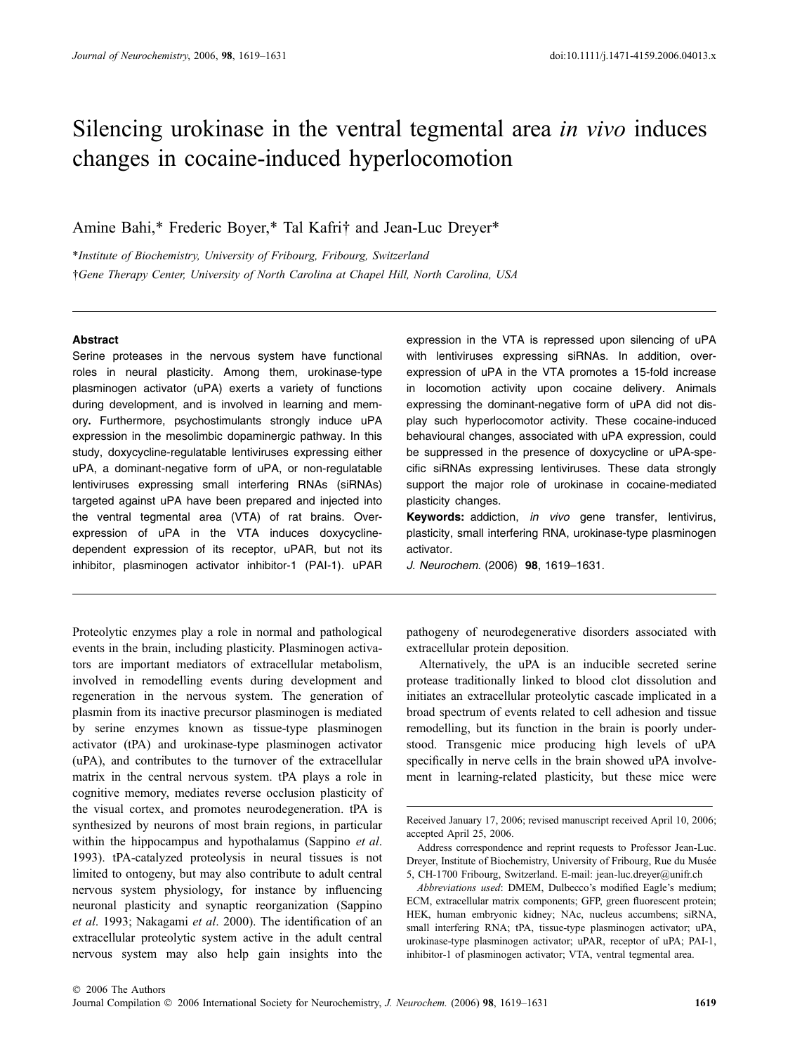# Silencing urokinase in the ventral tegmental area *in vivo* induces changes in cocaine-induced hyperlocomotion

Amine Bahi,* Frederic Boyer,* Tal Kafri† and Jean-Luc Dreyer*

*Institute of Biochemistry, University of Fribourg, Fribourg, Switzerland

†Gene Therapy Center, University of North Carolina at Chapel Hill, North Carolina, USA

### Abstract

Serine proteases in the nervous system have functional roles in neural plasticity. Among them, urokinase-type plasminogen activator (uPA) exerts a variety of functions during development, and is involved in learning and memory**.** Furthermore, psychostimulants strongly induce uPA expression in the mesolimbic dopaminergic pathway. In this study, doxycycline-regulatable lentiviruses expressing either uPA, a dominant-negative form of uPA, or non-regulatable lentiviruses expressing small interfering RNAs (siRNAs) targeted against uPA have been prepared and injected into the ventral tegmental area (VTA) of rat brains. Overexpression of uPA in the VTA induces doxycycline-dependent expression of its receptor, uPAR, but not its inhibitor, plasminogen activator inhibitor-1 (PAI-1). uPAR expression in the VTA is repressed upon silencing of uPA with lentiviruses expressing siRNAs. In addition, overexpression of uPA in the VTA promotes a 15-fold increase in locomotion activity upon cocaine delivery. Animals expressing the dominant-negative form of uPA did not display such hyperlocomotor activity. These cocaine-induced behavioural changes, associated with uPA expression, could be suppressed in the presence of doxycycline or uPA-specific siRNAs expressing lentiviruses. These data strongly support the major role of urokinase in cocaine-mediated plasticity changes.

**Keywords:** addiction, *in vivo* gene transfer, lentivirus, plasticity, small interfering RNA, urokinase-type plasminogen activator.

*J. Neurochem.* (2006) **98**, 1619–1631.

Proteolytic enzymes play a role in normal and pathological events in the brain, including plasticity. Plasminogen activators are important mediators of extracellular metabolism, involved in remodelling events during development and regeneration in the nervous system. The generation of plasmin from its inactive precursor plasminogen is mediated by serine enzymes known as tissue-type plasminogen activator (tPA) and urokinase-type plasminogen activator (uPA), and contributes to the turnover of the extracellular matrix in the central nervous system. tPA plays a role in cognitive memory, mediates reverse occlusion plasticity of the visual cortex, and promotes neurodegeneration. tPA is synthesized by neurons of most brain regions, in particular within the hippocampus and hypothalamus (Sappino *et al*. 1993). tPA-catalyzed proteolysis in neural tissues is not limited to ontogeny, but may also contribute to adult central nervous system physiology, for instance by influencing neuronal plasticity and synaptic reorganization (Sappino *et al*. 1993; Nakagami *et al*. 2000). The identification of an extracellular proteolytic system active in the adult central nervous system may also help gain insights into the pathogeny of neurodegenerative disorders associated with extracellular protein deposition.

Alternatively, the uPA is an inducible secreted serine protease traditionally linked to blood clot dissolution and initiates an extracellular proteolytic cascade implicated in a broad spectrum of events related to cell adhesion and tissue remodelling, but its function in the brain is poorly understood. Transgenic mice producing high levels of uPA specifically in nerve cells in the brain showed uPA involvement in learning-related plasticity, but these mice were

Received January 17, 2006; revised manuscript received April 10, 2006; accepted April 25, 2006.

Address correspondence and reprint requests to Professor Jean-Luc. Dreyer, Institute of Biochemistry, University of Fribourg, Rue du Musée 5, CH-1700 Fribourg, Switzerland. E-mail: jean-luc.dreyer@unifr.ch

*Abbreviations used*: DMEM, Dulbecco's modified Eagle's medium; ECM, extracellular matrix components; GFP, green fluorescent protein; HEK, human embryonic kidney; NAc, nucleus accumbens; siRNA, small interfering RNA; tPA, tissue-type plasminogen activator; uPA, urokinase-type plasminogen activator; uPAR, receptor of uPA; PAI-1, inhibitor-1 of plasminogen activator; VTA, ventral tegmental area.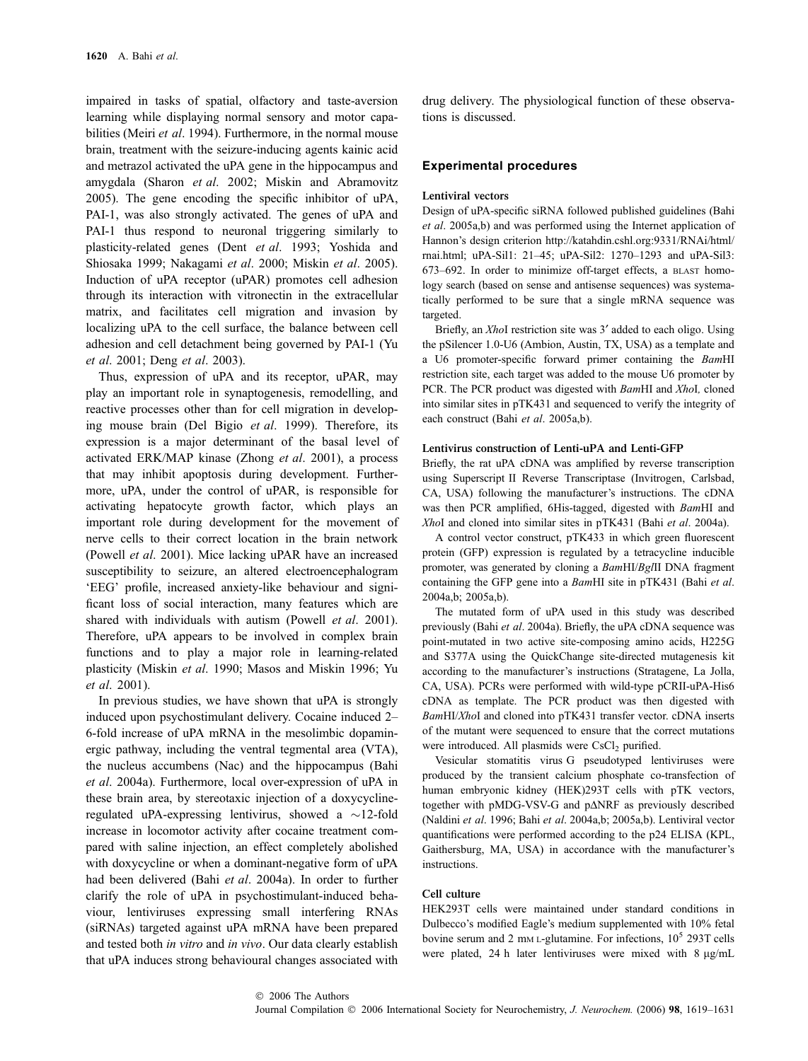impaired in tasks of spatial, olfactory and taste-aversion learning while displaying normal sensory and motor capabilities (Meiri *et al*. 1994). Furthermore, in the normal mouse brain, treatment with the seizure-inducing agents kainic acid and metrazol activated the uPA gene in the hippocampus and amygdala (Sharon *et al*. 2002; Miskin and Abramovitz 2005). The gene encoding the specific inhibitor of uPA, PAI-1, was also strongly activated. The genes of uPA and PAI-1 thus respond to neuronal triggering similarly to plasticity-related genes (Dent *et al*. 1993; Yoshida and Shiosaka 1999; Nakagami *et al*. 2000; Miskin *et al*. 2005). Induction of uPA receptor (uPAR) promotes cell adhesion through its interaction with vitronectin in the extracellular matrix, and facilitates cell migration and invasion by localizing uPA to the cell surface, the balance between cell adhesion and cell detachment being governed by PAI-1 (Yu *et al*. 2001; Deng *et al*. 2003).

Thus, expression of uPA and its receptor, uPAR, may play an important role in synaptogenesis, remodelling, and reactive processes other than for cell migration in developing mouse brain (Del Bigio *et al*. 1999). Therefore, its expression is a major determinant of the basal level of activated ERK/MAP kinase (Zhong *et al*. 2001), a process that may inhibit apoptosis during development. Furthermore, uPA, under the control of uPAR, is responsible for activating hepatocyte growth factor, which plays an important role during development for the movement of nerve cells to their correct location in the brain network (Powell *et al*. 2001). Mice lacking uPAR have an increased susceptibility to seizure, an altered electroencephalogram 'EEG' profile, increased anxiety-like behaviour and significant loss of social interaction, many features which are shared with individuals with autism (Powell *et al*. 2001). Therefore, uPA appears to be involved in complex brain functions and to play a major role in learning-related plasticity (Miskin *et al*. 1990; Masos and Miskin 1996; Yu *et al*. 2001).

In previous studies, we have shown that uPA is strongly induced upon psychostimulant delivery. Cocaine induced 2–6-fold increase of uPA mRNA in the mesolimbic dopaminergic pathway, including the ventral tegmental area (VTA), the nucleus accumbens (Nac) and the hippocampus (Bahi *et al*. 2004a). Furthermore, local over-expression of uPA in these brain area, by stereotaxic injection of a doxycycline-regulated uPA-expressing lentivirus, showed a ~12-fold increase in locomotor activity after cocaine treatment compared with saline injection, an effect completely abolished with doxycycline or when a dominant-negative form of uPA had been delivered (Bahi *et al*. 2004a). In order to further clarify the role of uPA in psychostimulant-induced behaviour, lentiviruses expressing small interfering RNAs (siRNAs) targeted against uPA mRNA have been prepared and tested both *in vitro* and *in vivo*. Our data clearly establish that uPA induces strong behavioural changes associated with drug delivery. The physiological function of these observations is discussed.

## Experimental procedures

### Lentiviral vectors

Design of uPA-specific siRNA followed published guidelines (Bahi *et al*. 2005a,b) and was performed using the Internet application of Hannon's design criterion http://katahdin.cshl.org:9331/RNAi/html/rnai.html; uPA-Sil1: 21–45; uPA-Sil2: 1270–1293 and uPA-Sil3: 673–692. In order to minimize off-target effects, a BLAST homology search (based on sense and antisense sequences) was systematically performed to be sure that a single mRNA sequence was targeted.

Briefly, an *Xho*I restriction site was 3′ added to each oligo. Using the pSilencer 1.0-U6 (Ambion, Austin, TX, USA) as a template and a U6 promoter-specific forward primer containing the *Bam*HI restriction site, each target was added to the mouse U6 promoter by PCR. The PCR product was digested with *Bam*HI and *Xho*I, cloned into similar sites in pTK431 and sequenced to verify the integrity of each construct (Bahi *et al*. 2005a,b).

### Lentivirus construction of Lenti-uPA and Lenti-GFP

Briefly, the rat uPA cDNA was amplified by reverse transcription using Superscript II Reverse Transcriptase (Invitrogen, Carlsbad, CA, USA) following the manufacturer's instructions. The cDNA was then PCR amplified, 6His-tagged, digested with *Bam*HI and *Xho*I and cloned into similar sites in pTK431 (Bahi *et al*. 2004a).

A control vector construct, pTK433 in which green fluorescent protein (GFP) expression is regulated by a tetracycline inducible promoter, was generated by cloning a *Bam*HI/*Bgl*II DNA fragment containing the GFP gene into a *Bam*HI site in pTK431 (Bahi *et al*. 2004a,b; 2005a,b).

The mutated form of uPA used in this study was described previously (Bahi *et al*. 2004a). Briefly, the uPA cDNA sequence was point-mutated in two active site-composing amino acids, H225G and S377A using the QuickChange site-directed mutagenesis kit according to the manufacturer's instructions (Stratagene, La Jolla, CA, USA). PCRs were performed with wild-type pCRII-uPA-His6 cDNA as template. The PCR product was then digested with *Bam*HI/*Xho*I and cloned into pTK431 transfer vector. cDNA inserts of the mutant were sequenced to ensure that the correct mutations were introduced. All plasmids were $CsCl_2$ purified.

Vesicular stomatitis virus G pseudotyped lentiviruses were produced by the transient calcium phosphate co-transfection of human embryonic kidney (HEK)293T cells with pTK vectors, together with pMDG-VSV-G and pΔNRF as previously described (Naldini *et al*. 1996; Bahi *et al*. 2004a,b; 2005a,b). Lentiviral vector quantifications were performed according to the p24 ELISA (KPL, Gaithersburg, MA, USA) in accordance with the manufacturer's instructions.

### Cell culture

HEK293T cells were maintained under standard conditions in Dulbecco's modified Eagle's medium supplemented with 10% fetal bovine serum and 2 mM L-glutamine. For infections, $10^5$ 293T cells were plated, 24 h later lentiviruses were mixed with 8 μg/mL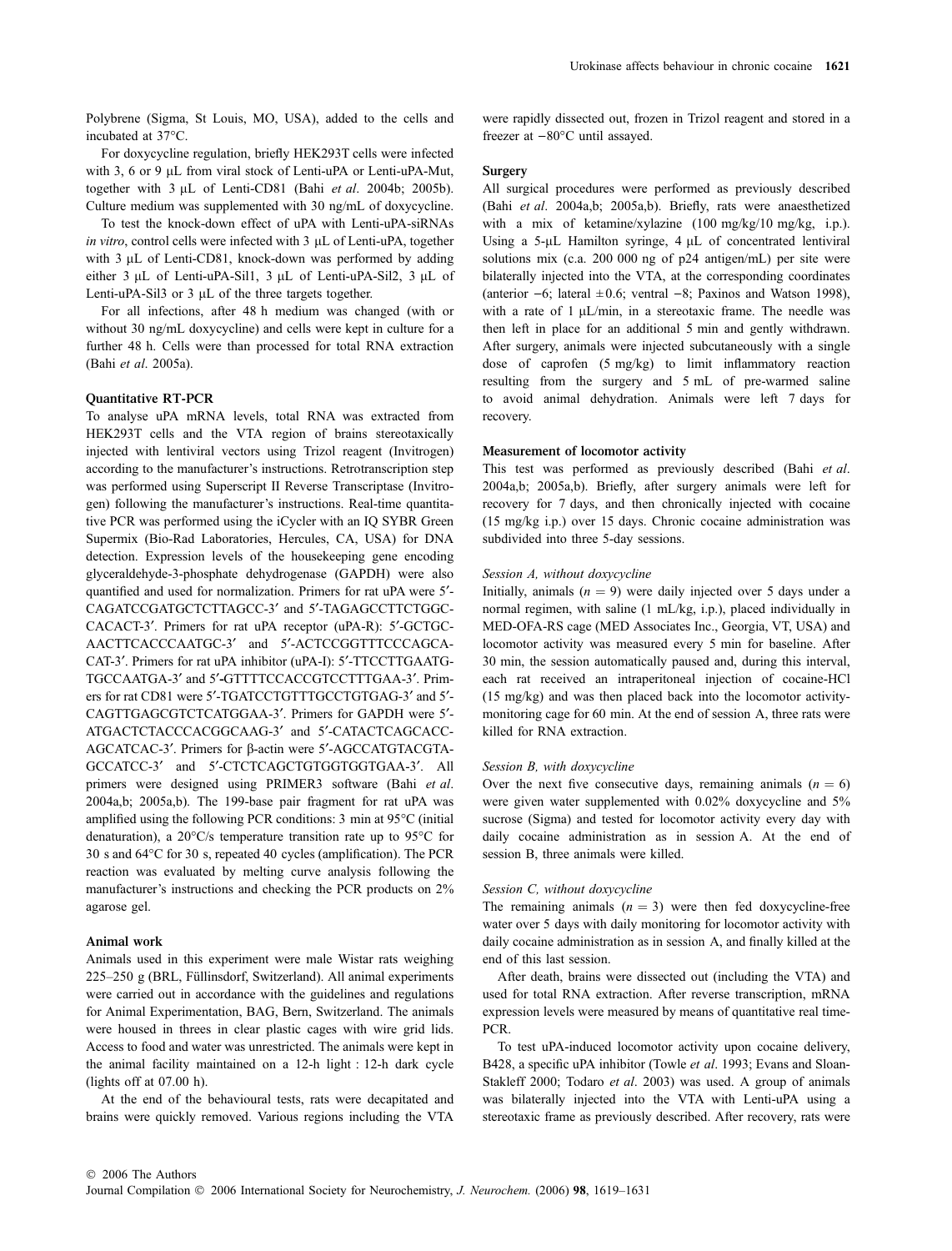Polybrene (Sigma, St Louis, MO, USA), added to the cells and incubated at 37°C.

For doxycycline regulation, briefly HEK293T cells were infected with 3, 6 or 9 μL from viral stock of Lenti-uPA or Lenti-uPA-Mut, together with 3 μL of Lenti-CD81 (Bahi *et al*. 2004b; 2005b). Culture medium was supplemented with 30 ng/mL of doxycycline.

To test the knock-down effect of uPA with Lenti-uPA-siRNAs *in vitro*, control cells were infected with 3 μL of Lenti-uPA, together with 3 μL of Lenti-CD81, knock-down was performed by adding either 3 μL of Lenti-uPA-Sil1, 3 μL of Lenti-uPA-Sil2, 3 μL of Lenti-uPA-Sil3 or 3 μL of the three targets together.

For all infections, after 48 h medium was changed (with or without 30 ng/mL doxycycline) and cells were kept in culture for a further 48 h. Cells were than processed for total RNA extraction (Bahi *et al*. 2005a).

#### Quantitative RT-PCR

To analyse uPA mRNA levels, total RNA was extracted from HEK293T cells and the VTA region of brains stereotaxically injected with lentiviral vectors using Trizol reagent (Invitrogen) according to the manufacturer's instructions. Retrotranscription step was performed using Superscript II Reverse Transcriptase (Invitrogen) following the manufacturer's instructions. Real-time quantitative PCR was performed using the iCycler with an IQ SYBR Green Supermix (Bio-Rad Laboratories, Hercules, CA, USA) for DNA detection. Expression levels of the housekeeping gene encoding glyceraldehyde-3-phosphate dehydrogenase (GAPDH) were also quantified and used for normalization. Primers for rat uPA were 5′-CAGATCCGATGCTCTTAGCC-3′ and 5′-TAGAGCCTTCTGGCCACACT-3′. Primers for rat uPA receptor (uPA-R): 5′-GCTGCAACTTCACCCAATGC-3′ and 5′-ACTCCGGTTTCCCAGCACAT-3′. Primers for rat uPA inhibitor (uPA-I): 5′-TTCCTTGAATGTGCCAATGA-3′ and 5′-GTTTTCCACCGTCCTTTGAA-3′. Primers for rat CD81 were 5′-TGATCCTGTTTGCCTGTGAG-3′ and 5′-CAGTTGAGCGTCTCATGGAA-3′. Primers for GAPDH were 5′-ATGACTCTACCCACGGCAAG-3′ and 5′-CATACTCAGCACCAGCATCAC-3′. Primers for β-actin were 5′-AGCCATGTACGTAGCCATCC-3′ and 5′-CTCTCAGCTGTGGTGGTGAA-3′. All primers were designed using PRIMER3 software (Bahi *et al*. 2004a,b; 2005a,b). The 199-base pair fragment for rat uPA was amplified using the following PCR conditions: 3 min at 95°C (initial denaturation), a 20°C/s temperature transition rate up to 95°C for 30 s and 64°C for 30 s, repeated 40 cycles (amplification). The PCR reaction was evaluated by melting curve analysis following the manufacturer's instructions and checking the PCR products on 2% agarose gel.

#### Animal work

Animals used in this experiment were male Wistar rats weighing 225–250 g (BRL, Füllinsdorf, Switzerland). All animal experiments were carried out in accordance with the guidelines and regulations for Animal Experimentation, BAG, Bern, Switzerland. The animals were housed in threes in clear plastic cages with wire grid lids. Access to food and water was unrestricted. The animals were kept in the animal facility maintained on a 12-h light : 12-h dark cycle (lights off at 07.00 h).

At the end of the behavioural tests, rats were decapitated and brains were quickly removed. Various regions including the VTA were rapidly dissected out, frozen in Trizol reagent and stored in a freezer at −80°C until assayed.

#### Surgery

All surgical procedures were performed as previously described (Bahi *et al*. 2004a,b; 2005a,b). Briefly, rats were anaesthetized with a mix of ketamine/xylazine (100 mg/kg/10 mg/kg, i.p.). Using a 5-μL Hamilton syringe, 4 μL of concentrated lentiviral solutions mix (c.a. 200 000 ng of p24 antigen/mL) per site were bilaterally injected into the VTA, at the corresponding coordinates (anterior −6; lateral ±0.6; ventral −8; Paxinos and Watson 1998), with a rate of 1 μL/min, in a stereotaxic frame. The needle was then left in place for an additional 5 min and gently withdrawn. After surgery, animals were injected subcutaneously with a single dose of caprofen (5 mg/kg) to limit inflammatory reaction resulting from the surgery and 5 mL of pre-warmed saline to avoid animal dehydration. Animals were left 7 days for recovery.

#### Measurement of locomotor activity

This test was performed as previously described (Bahi *et al*. 2004a,b; 2005a,b). Briefly, after surgery animals were left for recovery for 7 days, and then chronically injected with cocaine (15 mg/kg i.p.) over 15 days. Chronic cocaine administration was subdivided into three 5-day sessions.

##### *Session A, without doxycycline*

Initially, animals ($n = 9$) were daily injected over 5 days under a normal regimen, with saline (1 mL/kg, i.p.), placed individually in MED-OFA-RS cage (MED Associates Inc., Georgia, VT, USA) and locomotor activity was measured every 5 min for baseline. After 30 min, the session automatically paused and, during this interval, each rat received an intraperitoneal injection of cocaine-HCl (15 mg/kg) and was then placed back into the locomotor activity-monitoring cage for 60 min. At the end of session A, three rats were killed for RNA extraction.

##### *Session B, with doxycycline*

Over the next five consecutive days, remaining animals ($n = 6$) were given water supplemented with 0.02% doxycycline and 5% sucrose (Sigma) and tested for locomotor activity every day with daily cocaine administration as in session A. At the end of session B, three animals were killed.

##### *Session C, without doxycycline*

The remaining animals ($n = 3$) were then fed doxycycline-free water over 5 days with daily monitoring for locomotor activity with daily cocaine administration as in session A, and finally killed at the end of this last session.

After death, brains were dissected out (including the VTA) and used for total RNA extraction. After reverse transcription, mRNA expression levels were measured by means of quantitative real time-PCR.

To test uPA-induced locomotor activity upon cocaine delivery, B428, a specific uPA inhibitor (Towle *et al*. 1993; Evans and Sloan-Stakleff 2000; Todaro *et al*. 2003) was used. A group of animals was bilaterally injected into the VTA with Lenti-uPA using a stereotaxic frame as previously described. After recovery, rats were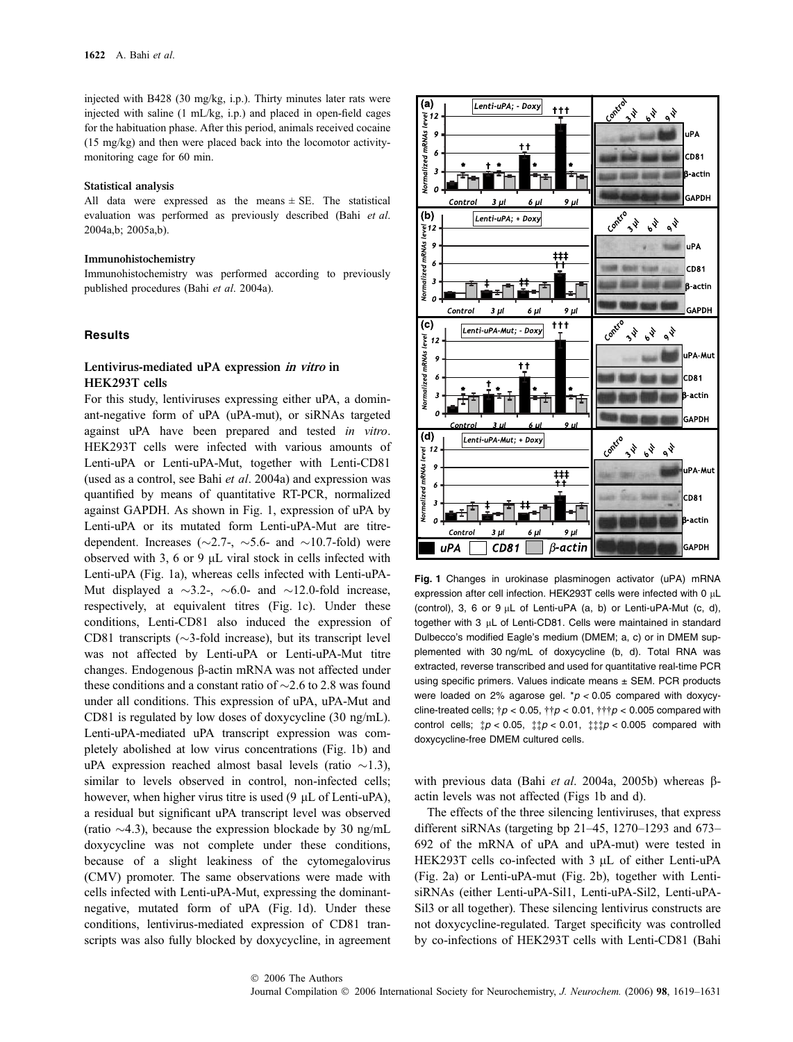injected with B428 (30 mg/kg, i.p.). Thirty minutes later rats were injected with saline (1 mL/kg, i.p.) and placed in open-field cages for the habituation phase. After this period, animals received cocaine (15 mg/kg) and then were placed back into the locomotor activity-monitoring cage for 60 min.

### Statistical analysis

All data were expressed as the means ± SE. The statistical evaluation was performed as previously described (Bahi *et al*. 2004a,b; 2005a,b).

### Immunohistochemistry

Immunohistochemistry was performed according to previously published procedures (Bahi *et al*. 2004a).

## Results

### Lentivirus-mediated uPA expression *in vitro* in HEK293T cells

For this study, lentiviruses expressing either uPA, a dominant-negative form of uPA (uPA-mut), or siRNAs targeted against uPA have been prepared and tested *in vitro*. HEK293T cells were infected with various amounts of Lenti-uPA or Lenti-uPA-Mut, together with Lenti-CD81 (used as a control, see Bahi *et al*. 2004a) and expression was quantified by means of quantitative RT-PCR, normalized against GAPDH. As shown in Fig. 1, expression of uPA by Lenti-uPA or its mutated form Lenti-uPA-Mut are titre-dependent. Increases (~2.7-, ~5.6- and ~10.7-fold) were observed with 3, 6 or 9 µL viral stock in cells infected with Lenti-uPA (Fig. 1a), whereas cells infected with Lenti-uPA-Mut displayed a ~3.2-, ~6.0- and ~12.0-fold increase, respectively, at equivalent titres (Fig. 1c). Under these conditions, Lenti-CD81 also induced the expression of CD81 transcripts (~3-fold increase), but its transcript level was not affected by Lenti-uPA or Lenti-uPA-Mut titre changes. Endogenous β-actin mRNA was not affected under these conditions and a constant ratio of ~2.6 to 2.8 was found under all conditions. This expression of uPA, uPA-Mut and CD81 is regulated by low doses of doxycycline (30 ng/mL). Lenti-uPA-mediated uPA transcript expression was completely abolished at low virus concentrations (Fig. 1b) and uPA expression reached almost basal levels (ratio ~1.3), similar to levels observed in control, non-infected cells; however, when higher virus titre is used (9 µL of Lenti-uPA), a residual but significant uPA transcript level was observed (ratio ~4.3), because the expression blockade by 30 ng/mL doxycycline was not complete under these conditions, because of a slight leakiness of the cytomegalovirus (CMV) promoter. The same observations were made with cells infected with Lenti-uPA-Mut, expressing the dominant-negative, mutated form of uPA (Fig. 1d). Under these conditions, lentivirus-mediated expression of CD81 transcripts was also fully blocked by doxycycline, in agreement with previous data (Bahi *et al*. 2004a, 2005b) whereas β-actin levels was not affected (Figs 1b and d).

**Fig. 1** Changes in urokinase plasminogen activator (uPA) mRNA expression after cell infection. HEK293T cells were infected with 0 µL (control), 3, 6 or 9 µL of Lenti-uPA (a, b) or Lenti-uPA-Mut (c, d), together with 3 µL of Lenti-CD81. Cells were maintained in standard Dulbecco's modified Eagle's medium (DMEM; a, c) or in DMEM supplemented with 30 ng/mL of doxycycline (b, d). Total RNA was extracted, reverse transcribed and used for quantitative real-time PCR using specific primers. Values indicate means ± SEM. PCR products were loaded on 2% agarose gel. \*$p < 0.05$ compared with doxycycline-treated cells; †$p < 0.05$, ††$p < 0.01$, †††$p < 0.005$ compared with control cells; ‡$p < 0.05$, ‡‡$p < 0.01$, ‡‡‡$p < 0.005$ compared with doxycycline-free DMEM cultured cells.

The effects of the three silencing lentiviruses, that express different siRNAs (targeting bp 21–45, 1270–1293 and 673–692 of the mRNA of uPA and uPA-mut) were tested in HEK293T cells co-infected with 3 µL of either Lenti-uPA (Fig. 2a) or Lenti-uPA-mut (Fig. 2b), together with Lenti-siRNAs (either Lenti-uPA-Sil1, Lenti-uPA-Sil2, Lenti-uPA-Sil3 or all together). These silencing lentivirus constructs are not doxycycline-regulated. Target specificity was controlled by co-infections of HEK293T cells with Lenti-CD81 (Bahi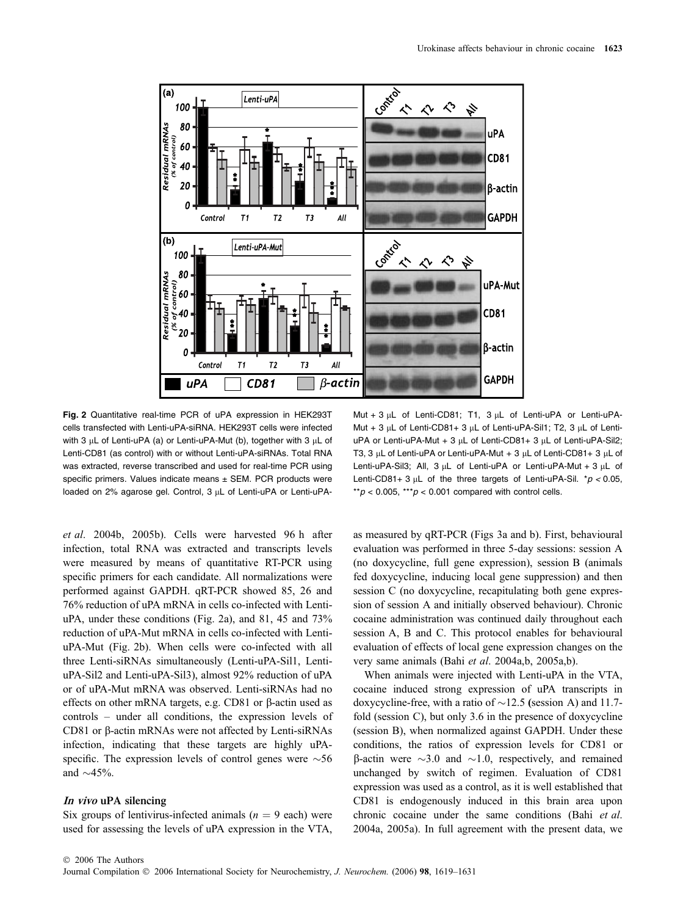**Fig. 2** Quantitative real-time PCR of uPA expression in HEK293T cells transfected with Lenti-uPA-siRNA. HEK293T cells were infected with 3 μL of Lenti-uPA (a) or Lenti-uPA-Mut (b), together with 3 μL of Lenti-CD81 (as control) with or without Lenti-uPA-siRNAs. Total RNA was extracted, reverse transcribed and used for real-time PCR using specific primers. Values indicate means ± SEM. PCR products were loaded on 2% agarose gel. Control, 3 μL of Lenti-uPA or Lenti-uPA-Mut + 3 μL of Lenti-CD81; T1, 3 μL of Lenti-uPA or Lenti-uPA-Mut + 3 μL of Lenti-CD81+ 3 μL of Lenti-uPA-Sil1; T2, 3 μL of Lenti-uPA or Lenti-uPA-Mut + 3 μL of Lenti-CD81+ 3 μL of Lenti-uPA-Sil2; T3, 3 μL of Lenti-uPA or Lenti-uPA-Mut + 3 μL of Lenti-CD81+ 3 μL of Lenti-uPA-Sil3; All, 3 μL of Lenti-uPA or Lenti-uPA-Mut + 3 μL of Lenti-CD81+ 3 μL of the three targets of Lenti-uPA-Sil. $*p < 0.05$, $**p < 0.005$, $***p < 0.001$ compared with control cells.

*et al.* 2004b, 2005b). Cells were harvested 96 h after infection, total RNA was extracted and transcripts levels were measured by means of quantitative RT-PCR using specific primers for each candidate. All normalizations were performed against GAPDH. qRT-PCR showed 85, 26 and 76% reduction of uPA mRNA in cells co-infected with Lenti-uPA, under these conditions (Fig. 2a), and 81, 45 and 73% reduction of uPA-Mut mRNA in cells co-infected with Lenti-uPA-Mut (Fig. 2b). When cells were co-infected with all three Lenti-siRNAs simultaneously (Lenti-uPA-Sil1, Lenti-uPA-Sil2 and Lenti-uPA-Sil3), almost 92% reduction of uPA or of uPA-Mut mRNA was observed. Lenti-siRNAs had no effects on other mRNA targets, e.g. CD81 or β-actin used as controls – under all conditions, the expression levels of CD81 or β-actin mRNAs were not affected by Lenti-siRNAs infection, indicating that these targets are highly uPA-specific. The expression levels of control genes were ~56 and ~45%.

### *In vivo* uPA silencing

Six groups of lentivirus-infected animals ($n = 9$ each) were used for assessing the levels of uPA expression in the VTA, as measured by qRT-PCR (Figs 3a and b). First, behavioural evaluation was performed in three 5-day sessions: session A (no doxycycline, full gene expression), session B (animals fed doxycycline, inducing local gene suppression) and then session C (no doxycycline, recapitulating both gene expression of session A and initially observed behaviour). Chronic cocaine administration was continued daily throughout each session A, B and C. This protocol enables for behavioural evaluation of effects of local gene expression changes on the very same animals (Bahi *et al.* 2004a,b, 2005a,b).

When animals were injected with Lenti-uPA in the VTA, cocaine induced strong expression of uPA transcripts in doxycycline-free, with a ratio of ~12.5 (session A) and 11.7-fold (session C), but only 3.6 in the presence of doxycycline (session B), when normalized against GAPDH. Under these conditions, the ratios of expression levels for CD81 or β-actin were ~3.0 and ~1.0, respectively, and remained unchanged by switch of regimen. Evaluation of CD81 expression was used as a control, as it is well established that CD81 is endogenously induced in this brain area upon chronic cocaine under the same conditions (Bahi *et al.* 2004a, 2005a). In full agreement with the present data, we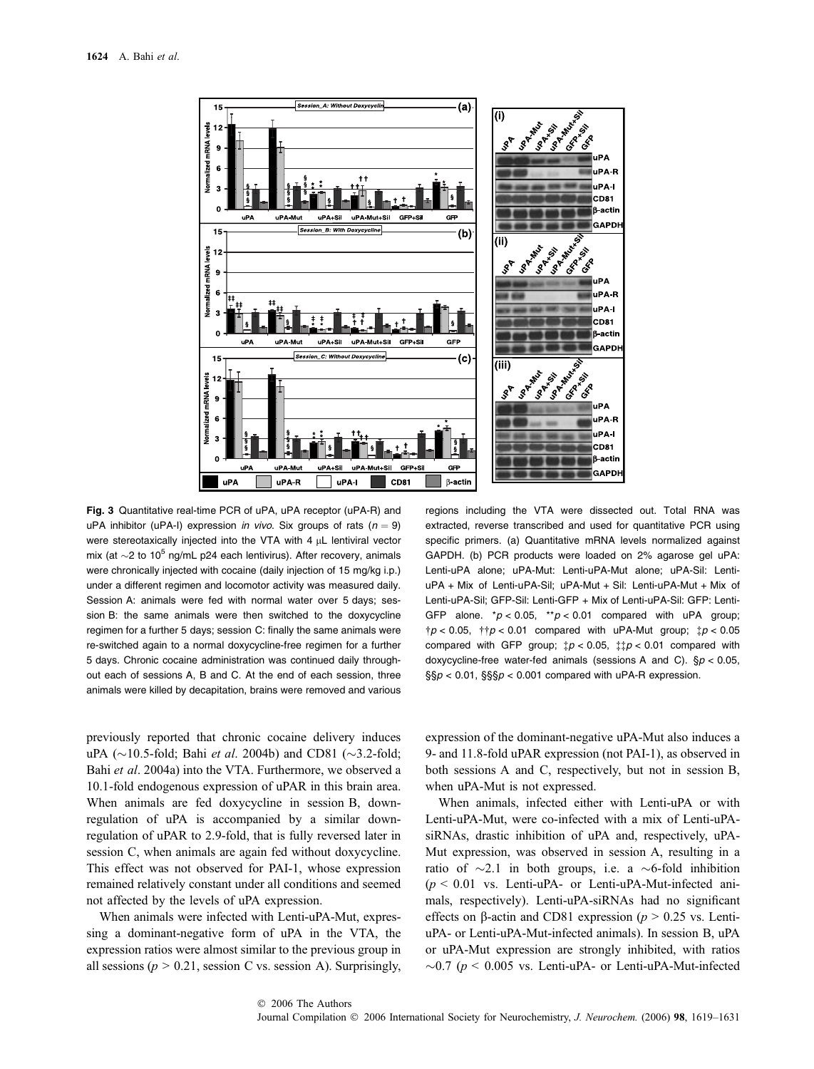**Fig. 3** Quantitative real-time PCR of uPA, uPA receptor (uPA-R) and uPA inhibitor (uPA-I) expression *in vivo*. Six groups of rats ($n = 9$) were stereotaxically injected into the VTA with 4 μL lentiviral vector mix (at ~2 to $10^5$ ng/mL p24 each lentivirus). After recovery, animals were chronically injected with cocaine (daily injection of 15 mg/kg i.p.) under a different regimen and locomotor activity was measured daily. Session A: animals were fed with normal water over 5 days; session B: the same animals were then switched to the doxycycline regimen for a further 5 days; session C: finally the same animals were re-switched again to a normal doxycycline-free regimen for a further 5 days. Chronic cocaine administration was continued daily throughout each of sessions A, B and C. At the end of each session, three animals were killed by decapitation, brains were removed and various regions including the VTA were dissected out. Total RNA was extracted, reverse transcribed and used for quantitative PCR using specific primers. (a) Quantitative mRNA levels normalized against GAPDH. (b) PCR products were loaded on 2% agarose gel uPA: Lenti-uPA alone; uPA-Mut: Lenti-uPA-Mut alone; uPA-Sil: Lenti-uPA + Mix of Lenti-uPA-Sil; uPA-Mut + Sil: Lenti-uPA-Mut + Mix of Lenti-uPA-Sil; GFP-Sil: Lenti-GFP + Mix of Lenti-uPA-Sil: GFP: Lenti-GFP alone. $*p < 0.05$, $**p < 0.01$ compared with uPA group; †$p < 0.05$, ††$p < 0.01$ compared with uPA-Mut group; ‡$p < 0.05$ compared with GFP group; ‡$p < 0.05$, ‡‡$p < 0.01$ compared with doxycycline-free water-fed animals (sessions A and C). §$p < 0.05$, §§$p < 0.01$, §§§$p < 0.001$ compared with uPA-R expression.

previously reported that chronic cocaine delivery induces uPA (~10.5-fold; Bahi *et al*. 2004b) and CD81 (~3.2-fold; Bahi *et al*. 2004a) into the VTA. Furthermore, we observed a 10.1-fold endogenous expression of uPAR in this brain area. When animals are fed doxycycline in session B, down-regulation of uPA is accompanied by a similar down-regulation of uPAR to 2.9-fold, that is fully reversed later in session C, when animals are again fed without doxycycline. This effect was not observed for PAI-1, whose expression remained relatively constant under all conditions and seemed not affected by the levels of uPA expression.

When animals were infected with Lenti-uPA-Mut, expressing a dominant-negative form of uPA in the VTA, the expression ratios were almost similar to the previous group in all sessions ($p > 0.21$, session C vs. session A). Surprisingly, expression of the dominant-negative uPA-Mut also induces a 9- and 11.8-fold uPAR expression (not PAI-1), as observed in both sessions A and C, respectively, but not in session B, when uPA-Mut is not expressed.

When animals, infected either with Lenti-uPA or with Lenti-uPA-Mut, were co-infected with a mix of Lenti-uPA-siRNAs, drastic inhibition of uPA and, respectively, uPA-Mut expression, was observed in session A, resulting in a ratio of ~2.1 in both groups, i.e. a ~6-fold inhibition ($p < 0.01$ vs. Lenti-uPA- or Lenti-uPA-Mut-infected animals, respectively). Lenti-uPA-siRNAs had no significant effects on β-actin and CD81 expression ($p > 0.25$ vs. Lenti-uPA- or Lenti-uPA-Mut-infected animals). In session B, uPA or uPA-Mut expression are strongly inhibited, with ratios ~0.7 ($p < 0.005$ vs. Lenti-uPA- or Lenti-uPA-Mut-infected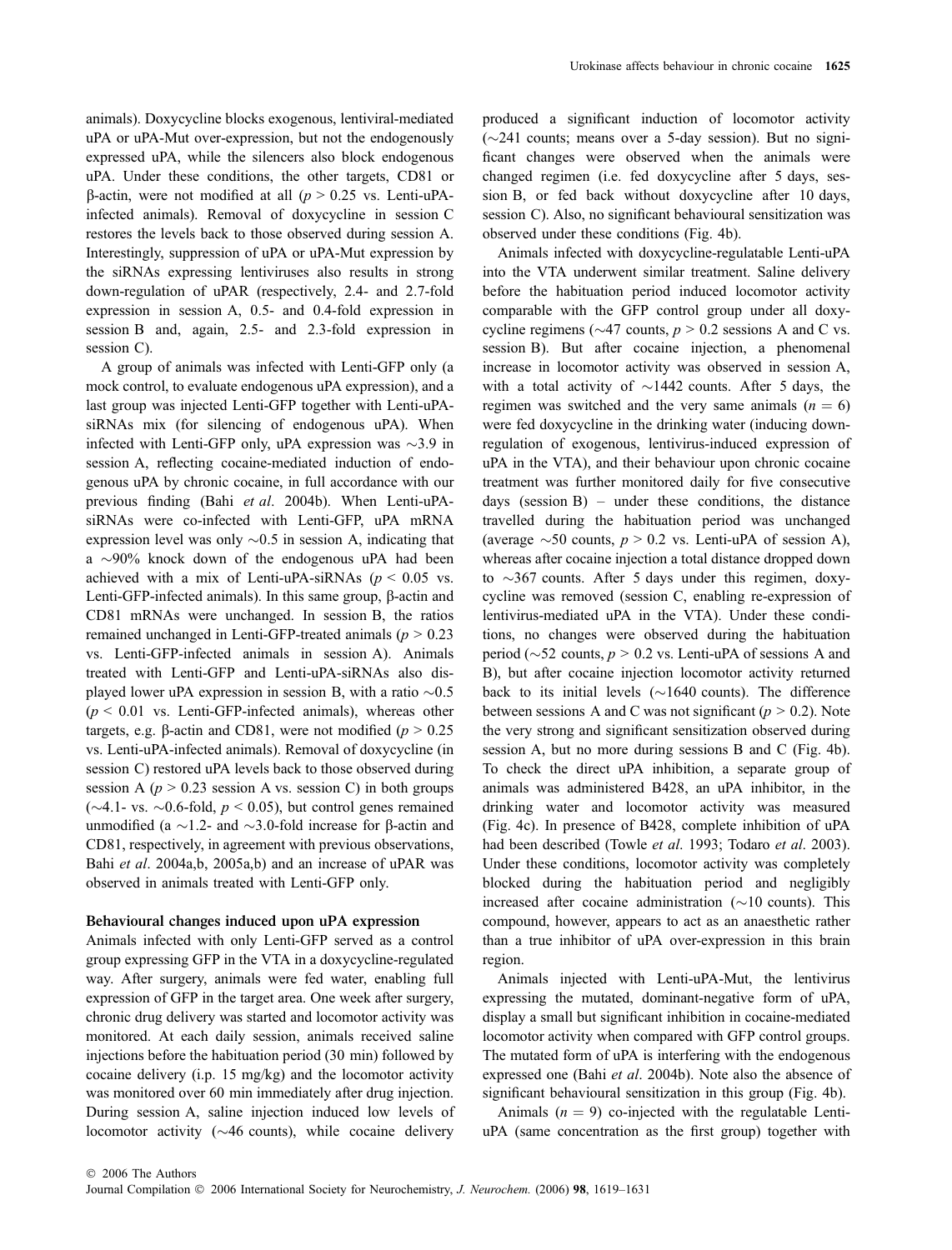animals). Doxycycline blocks exogenous, lentiviral-mediated uPA or uPA-Mut over-expression, but not the endogenously expressed uPA, while the silencers also block endogenous uPA. Under these conditions, the other targets, CD81 or β-actin, were not modified at all ($p > 0.25$ vs. Lenti-uPA-infected animals). Removal of doxycycline in session C restores the levels back to those observed during session A. Interestingly, suppression of uPA or uPA-Mut expression by the siRNAs expressing lentiviruses also results in strong down-regulation of uPAR (respectively, 2.4- and 2.7-fold expression in session A, 0.5- and 0.4-fold expression in session B and, again, 2.5- and 2.3-fold expression in session C).

A group of animals was infected with Lenti-GFP only (a mock control, to evaluate endogenous uPA expression), and a last group was injected Lenti-GFP together with Lenti-uPA-siRNAs mix (for silencing of endogenous uPA). When infected with Lenti-GFP only, uPA expression was ~3.9 in session A, reflecting cocaine-mediated induction of endogenous uPA by chronic cocaine, in full accordance with our previous finding (Bahi *et al*. 2004b). When Lenti-uPA-siRNAs were co-infected with Lenti-GFP, uPA mRNA expression level was only ~0.5 in session A, indicating that a ~90% knock down of the endogenous uPA had been achieved with a mix of Lenti-uPA-siRNAs ($p < 0.05$ vs. Lenti-GFP-infected animals). In this same group, β-actin and CD81 mRNAs were unchanged. In session B, the ratios remained unchanged in Lenti-GFP-treated animals ($p > 0.23$ vs. Lenti-GFP-infected animals in session A). Animals treated with Lenti-GFP and Lenti-uPA-siRNAs also displayed lower uPA expression in session B, with a ratio ~0.5 ($p < 0.01$ vs. Lenti-GFP-infected animals), whereas other targets, e.g. β-actin and CD81, were not modified ($p > 0.25$ vs. Lenti-uPA-infected animals). Removal of doxycycline (in session C) restored uPA levels back to those observed during session A ($p > 0.23$ session A vs. session C) in both groups (~4.1- vs. ~0.6-fold, $p < 0.05$), but control genes remained unmodified (a ~1.2- and ~3.0-fold increase for β-actin and CD81, respectively, in agreement with previous observations, Bahi *et al*. 2004a,b, 2005a,b) and an increase of uPAR was observed in animals treated with Lenti-GFP only.

### Behavioural changes induced upon uPA expression

Animals infected with only Lenti-GFP served as a control group expressing GFP in the VTA in a doxycycline-regulated way. After surgery, animals were fed water, enabling full expression of GFP in the target area. One week after surgery, chronic drug delivery was started and locomotor activity was monitored. At each daily session, animals received saline injections before the habituation period (30 min) followed by cocaine delivery (i.p. 15 mg/kg) and the locomotor activity was monitored over 60 min immediately after drug injection. During session A, saline injection induced low levels of locomotor activity (~46 counts), while cocaine delivery produced a significant induction of locomotor activity (~241 counts; means over a 5-day session). But no significant changes were observed when the animals were changed regimen (i.e. fed doxycycline after 5 days, session B, or fed back without doxycycline after 10 days, session C). Also, no significant behavioural sensitization was observed under these conditions (Fig. 4b).

Animals infected with doxycycline-regulatable Lenti-uPA into the VTA underwent similar treatment. Saline delivery before the habituation period induced locomotor activity comparable with the GFP control group under all doxycycline regimens (~47 counts, $p > 0.2$ sessions A and C vs. session B). But after cocaine injection, a phenomenal increase in locomotor activity was observed in session A, with a total activity of ~1442 counts. After 5 days, the regimen was switched and the very same animals ($n = 6$) were fed doxycycline in the drinking water (inducing down-regulation of exogenous, lentivirus-induced expression of uPA in the VTA), and their behaviour upon chronic cocaine treatment was further monitored daily for five consecutive days (session B) – under these conditions, the distance travelled during the habituation period was unchanged (average ~50 counts, $p > 0.2$ vs. Lenti-uPA of session A), whereas after cocaine injection a total distance dropped down to ~367 counts. After 5 days under this regimen, doxycycline was removed (session C, enabling re-expression of lentivirus-mediated uPA in the VTA). Under these conditions, no changes were observed during the habituation period (~52 counts, $p > 0.2$ vs. Lenti-uPA of sessions A and B), but after cocaine injection locomotor activity returned back to its initial levels (~1640 counts). The difference between sessions A and C was not significant ($p > 0.2$). Note the very strong and significant sensitization observed during session A, but no more during sessions B and C (Fig. 4b). To check the direct uPA inhibition, a separate group of animals was administered B428, an uPA inhibitor, in the drinking water and locomotor activity was measured (Fig. 4c). In presence of B428, complete inhibition of uPA had been described (Towle *et al*. 1993; Todaro *et al*. 2003). Under these conditions, locomotor activity was completely blocked during the habituation period and negligibly increased after cocaine administration (~10 counts). This compound, however, appears to act as an anaesthetic rather than a true inhibitor of uPA over-expression in this brain region.

Animals injected with Lenti-uPA-Mut, the lentivirus expressing the mutated, dominant-negative form of uPA, display a small but significant inhibition in cocaine-mediated locomotor activity when compared with GFP control groups. The mutated form of uPA is interfering with the endogenous expressed one (Bahi *et al*. 2004b). Note also the absence of significant behavioural sensitization in this group (Fig. 4b).

Animals ($n = 9$) co-injected with the regulatable Lenti-uPA (same concentration as the first group) together with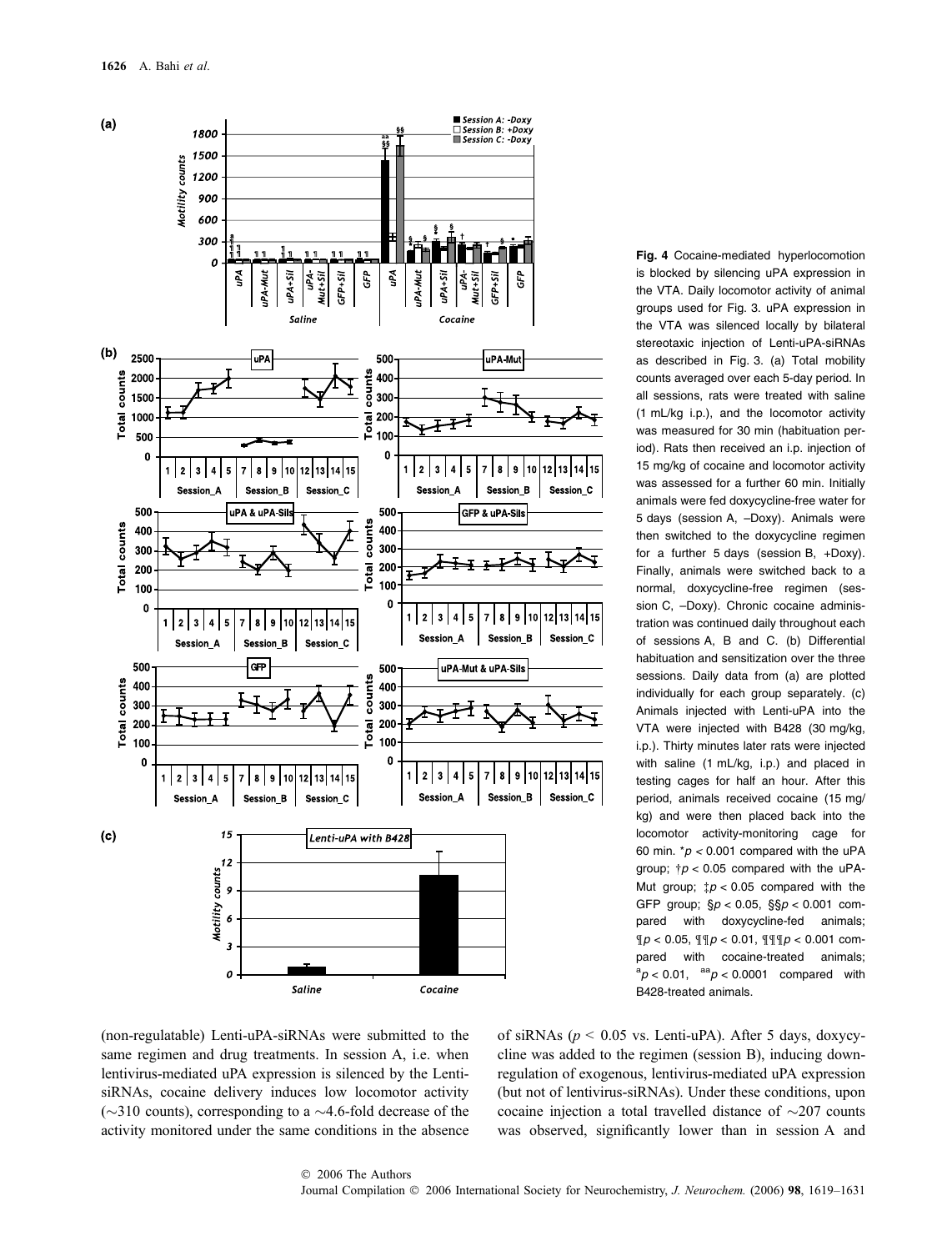**Fig. 4** Cocaine-mediated hyperlocomotion is blocked by silencing uPA expression in the VTA. Daily locomotor activity of animal groups used for Fig. 3. uPA expression in the VTA was silenced locally by bilateral stereotaxic injection of Lenti-uPA-siRNAs as described in Fig. 3. (a) Total mobility counts averaged over each 5-day period. In all sessions, rats were treated with saline (1 mL/kg i.p.), and the locomotor activity was measured for 30 min (habituation period). Rats then received an i.p. injection of 15 mg/kg of cocaine and locomotor activity was assessed for a further 60 min. Initially animals were fed doxycycline-free water for 5 days (session A, –Doxy). Animals were then switched to the doxycycline regimen for a further 5 days (session B, +Doxy). Finally, animals were switched back to a normal, doxycycline-free regimen (session C, –Doxy). Chronic cocaine administration was continued daily throughout each of sessions A, B and C. (b) Differential habituation and sensitization over the three sessions. Daily data from (a) are plotted individually for each group separately. (c) Animals injected with Lenti-uPA into the VTA were injected with B428 (30 mg/kg, i.p.). Thirty minutes later rats were injected with saline (1 mL/kg, i.p.) and placed in testing cages for half an hour. After this period, animals received cocaine (15 mg/kg) and were then placed back into the locomotor activity-monitoring cage for 60 min. *$p < 0.001$ compared with the uPA group; †$p < 0.05$ compared with the uPA-Mut group; ‡$p < 0.05$ compared with the GFP group; §$p < 0.05$, §§$p < 0.001$ compared with doxycycline-fed animals; ¶$p < 0.05$, ¶¶$p < 0.01$, ¶¶¶$p < 0.001$ compared with cocaine-treated animals; $^{a}p < 0.01$, $^{aa}p < 0.0001$ compared with B428-treated animals.

(non-regulatable) Lenti-uPA-siRNAs were submitted to the same regimen and drug treatments. In session A, i.e. when lentivirus-mediated uPA expression is silenced by the Lenti-siRNAs, cocaine delivery induces low locomotor activity (~310 counts), corresponding to a ~4.6-fold decrease of the activity monitored under the same conditions in the absence of siRNAs ($p < 0.05$ vs. Lenti-uPA). After 5 days, doxycycline was added to the regimen (session B), inducing down-regulation of exogenous, lentivirus-mediated uPA expression (but not of lentivirus-siRNAs). Under these conditions, upon cocaine injection a total travelled distance of ~207 counts was observed, significantly lower than in session A and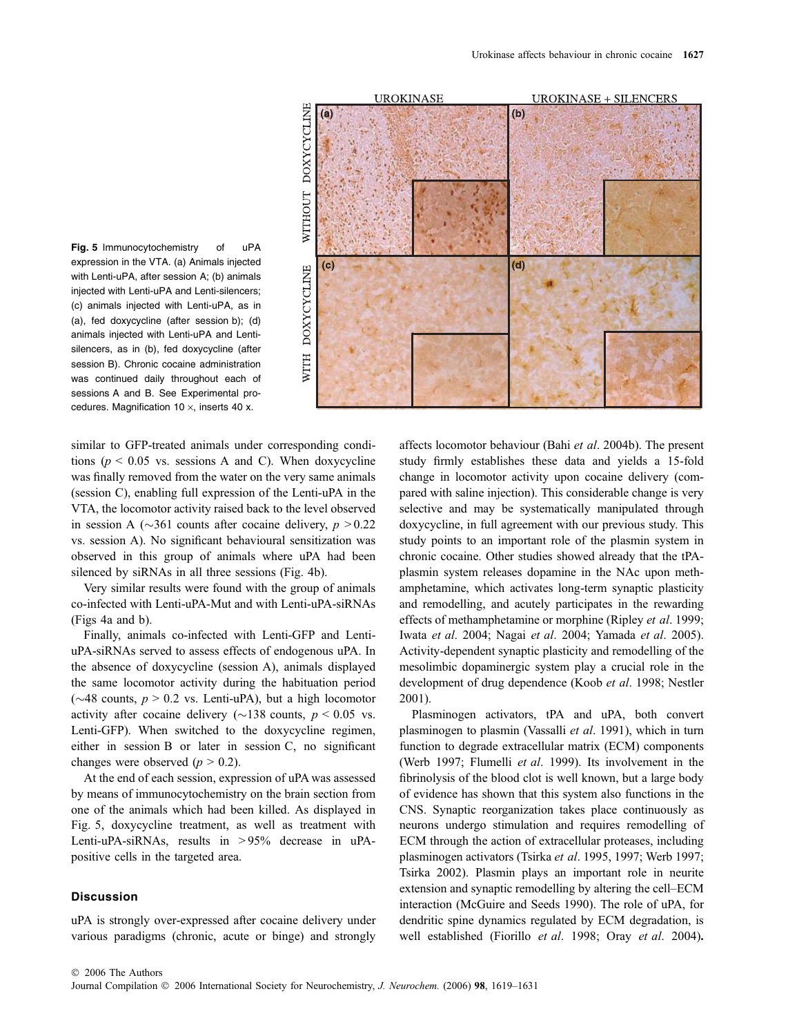**Fig. 5** Immunocytochemistry of uPA expression in the VTA. (a) Animals injected with Lenti-uPA, after session A; (b) animals injected with Lenti-uPA and Lenti-silencers; (c) animals injected with Lenti-uPA, as in (a), fed doxycycline (after session b); (d) animals injected with Lenti-uPA and Lenti-silencers, as in (b), fed doxycycline (after session B). Chronic cocaine administration was continued daily throughout each of sessions A and B. See Experimental procedures. Magnification 10 ×, inserts 40 x.

similar to GFP-treated animals under corresponding conditions ($p < 0.05$ vs. sessions A and C). When doxycycline was finally removed from the water on the very same animals (session C), enabling full expression of the Lenti-uPA in the VTA, the locomotor activity raised back to the level observed in session A (~361 counts after cocaine delivery, $p > 0.22$ vs. session A). No significant behavioural sensitization was observed in this group of animals where uPA had been silenced by siRNAs in all three sessions (Fig. 4b).

Very similar results were found with the group of animals co-infected with Lenti-uPA-Mut and with Lenti-uPA-siRNAs (Figs 4a and b).

Finally, animals co-infected with Lenti-GFP and Lenti-uPA-siRNAs served to assess effects of endogenous uPA. In the absence of doxycycline (session A), animals displayed the same locomotor activity during the habituation period (~48 counts, $p > 0.2$ vs. Lenti-uPA), but a high locomotor activity after cocaine delivery (~138 counts, $p < 0.05$ vs. Lenti-GFP). When switched to the doxycycline regimen, either in session B or later in session C, no significant changes were observed ($p > 0.2$).

At the end of each session, expression of uPA was assessed by means of immunocytochemistry on the brain section from one of the animals which had been killed. As displayed in Fig. 5, doxycycline treatment, as well as treatment with Lenti-uPA-siRNAs, result in >95% decrease in uPA-positive cells in the targeted area.

## Discussion

uPA is strongly over-expressed after cocaine delivery under various paradigms (chronic, acute or binge) and strongly affects locomotor behaviour (Bahi *et al*. 2004b). The present study firmly establishes these data and yields a 15-fold change in locomotor activity upon cocaine delivery (compared with saline injection). This considerable change is very selective and may be systematically manipulated through doxycycline, in full agreement with our previous study. This study points to an important role of the plasmin system in chronic cocaine. Other studies showed already that the tPA-plasmin system releases dopamine in the NAc upon methamphetamine, which activates long-term synaptic plasticity and remodelling, and acutely participates in the rewarding effects of methamphetamine or morphine (Ripley *et al*. 1999; Iwata *et al*. 2004; Nagai *et al*. 2004; Yamada *et al*. 2005). Activity-dependent synaptic plasticity and remodelling of the mesolimbic dopaminergic system play a crucial role in the development of drug dependence (Koob *et al*. 1998; Nestler 2001).

Plasminogen activators, tPA and uPA, both convert plasminogen to plasmin (Vassalli *et al*. 1991), which in turn function to degrade extracellular matrix (ECM) components (Werb 1997; Flumelli *et al*. 1999). Its involvement in the fibrinolysis of the blood clot is well known, but a large body of evidence has shown that this system also functions in the CNS. Synaptic reorganization takes place continuously as neurons undergo stimulation and requires remodelling of ECM through the action of extracellular proteases, including plasminogen activators (Tsirka *et al*. 1995, 1997; Werb 1997; Tsirka 2002). Plasmin plays an important role in neurite extension and synaptic remodelling by altering the cell–ECM interaction (McGuire and Seeds 1990). The role of uPA, for dendritic spine dynamics regulated by ECM degradation, is well established (Fiorillo *et al*. 1998; Oray *et al*. 2004).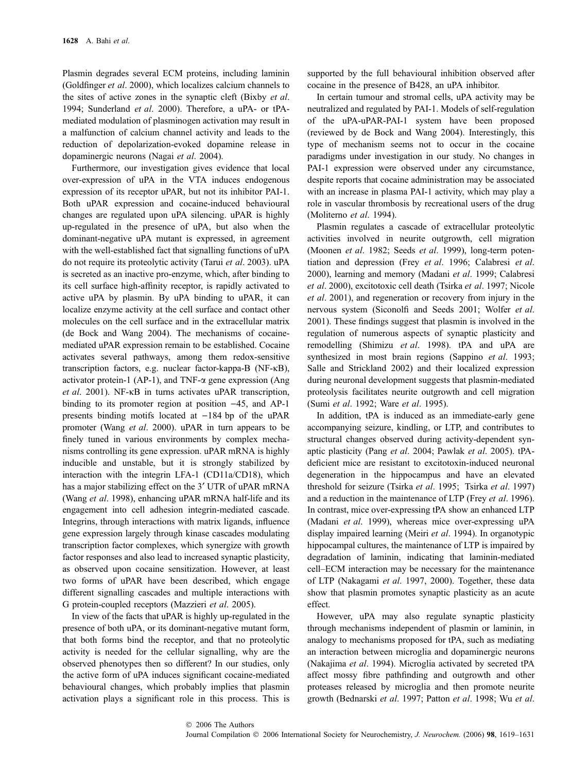Plasmin degrades several ECM proteins, including laminin (Goldfinger *et al*. 2000), which localizes calcium channels to the sites of active zones in the synaptic cleft (Bixby *et al*. 1994; Sunderland *et al*. 2000). Therefore, a uPA- or tPA-mediated modulation of plasminogen activation may result in a malfunction of calcium channel activity and leads to the reduction of depolarization-evoked dopamine release in dopaminergic neurons (Nagai *et al*. 2004).

Furthermore, our investigation gives evidence that local over-expression of uPA in the VTA induces endogenous expression of its receptor uPAR, but not its inhibitor PAI-1. Both uPAR expression and cocaine-induced behavioural changes are regulated upon uPA silencing. uPAR is highly up-regulated in the presence of uPA, but also when the dominant-negative uPA mutant is expressed, in agreement with the well-established fact that signalling functions of uPA do not require its proteolytic activity (Tarui *et al*. 2003). uPA is secreted as an inactive pro-enzyme, which, after binding to its cell surface high-affinity receptor, is rapidly activated to active uPA by plasmin. By uPA binding to uPAR, it can localize enzyme activity at the cell surface and contact other molecules on the cell surface and in the extracellular matrix (de Bock and Wang 2004). The mechanisms of cocaine-mediated uPAR expression remain to be established. Cocaine activates several pathways, among them redox-sensitive transcription factors, e.g. nuclear factor-kappa-B (NF-κB), activator protein-1 (AP-1), and TNF-α gene expression (Ang *et al*. 2001). NF-κB in turns activates uPAR transcription, binding to its promoter region at position −45, and AP-1 presents binding motifs located at −184 bp of the uPAR promoter (Wang *et al*. 2000). uPAR in turn appears to be finely tuned in various environments by complex mechanisms controlling its gene expression. uPAR mRNA is highly inducible and unstable, but it is strongly stabilized by interaction with the integrin LFA-1 (CD11a/CD18), which has a major stabilizing effect on the 3′ UTR of uPAR mRNA (Wang *et al*. 1998), enhancing uPAR mRNA half-life and its engagement into cell adhesion integrin-mediated cascade. Integrins, through interactions with matrix ligands, influence gene expression largely through kinase cascades modulating transcription factor complexes, which synergize with growth factor responses and also lead to increased synaptic plasticity, as observed upon cocaine sensitization. However, at least two forms of uPAR have been described, which engage different signalling cascades and multiple interactions with G protein-coupled receptors (Mazzieri *et al*. 2005).

In view of the facts that uPAR is highly up-regulated in the presence of both uPA, or its dominant-negative mutant form, that both forms bind the receptor, and that no proteolytic activity is needed for the cellular signalling, why are the observed phenotypes then so different? In our studies, only the active form of uPA induces significant cocaine-mediated behavioural changes, which probably implies that plasmin activation plays a significant role in this process. This is supported by the full behavioural inhibition observed after cocaine in the presence of B428, an uPA inhibitor.

In certain tumour and stromal cells, uPA activity may be neutralized and regulated by PAI-1. Models of self-regulation of the uPA-uPAR-PAI-1 system have been proposed (reviewed by de Bock and Wang 2004). Interestingly, this type of mechanism seems not to occur in the cocaine paradigms under investigation in our study. No changes in PAI-1 expression were observed under any circumstance, despite reports that cocaine administration may be associated with an increase in plasma PAI-1 activity, which may play a role in vascular thrombosis by recreational users of the drug (Moliterno *et al*. 1994).

Plasmin regulates a cascade of extracellular proteolytic activities involved in neurite outgrowth, cell migration (Moonen *et al*. 1982; Seeds *et al*. 1999), long-term potentiation and depression (Frey *et al*. 1996; Calabresi *et al*. 2000), learning and memory (Madani *et al*. 1999; Calabresi *et al*. 2000), excitotoxic cell death (Tsirka *et al*. 1997; Nicole *et al*. 2001), and regeneration or recovery from injury in the nervous system (Siconolfi and Seeds 2001; Wolfer *et al*. 2001). These findings suggest that plasmin is involved in the regulation of numerous aspects of synaptic plasticity and remodelling (Shimizu *et al*. 1998). tPA and uPA are synthesized in most brain regions (Sappino *et al*. 1993; Salle and Strickland 2002) and their localized expression during neuronal development suggests that plasmin-mediated proteolysis facilitates neurite outgrowth and cell migration (Sumi *et al*. 1992; Ware *et al*. 1995).

In addition, tPA is induced as an immediate-early gene accompanying seizure, kindling, or LTP, and contributes to structural changes observed during activity-dependent synaptic plasticity (Pang *et al*. 2004; Pawlak *et al*. 2005). tPA-deficient mice are resistant to excitotoxin-induced neuronal degeneration in the hippocampus and have an elevated threshold for seizure (Tsirka *et al*. 1995; Tsirka *et al*. 1997) and a reduction in the maintenance of LTP (Frey *et al*. 1996). In contrast, mice over-expressing tPA show an enhanced LTP (Madani *et al*. 1999), whereas mice over-expressing uPA display impaired learning (Meiri *et al*. 1994). In organotypic hippocampal cultures, the maintenance of LTP is impaired by degradation of laminin, indicating that laminin-mediated cell–ECM interaction may be necessary for the maintenance of LTP (Nakagami *et al*. 1997, 2000). Together, these data show that plasmin promotes synaptic plasticity as an acute effect.

However, uPA may also regulate synaptic plasticity through mechanisms independent of plasmin or laminin, in analogy to mechanisms proposed for tPA, such as mediating an interaction between microglia and dopaminergic neurons (Nakajima *et al*. 1994). Microglia activated by secreted tPA affect mossy fibre pathfinding and outgrowth and other proteases released by microglia and then promote neurite growth (Bednarski *et al*. 1997; Patton *et al*. 1998; Wu *et al*.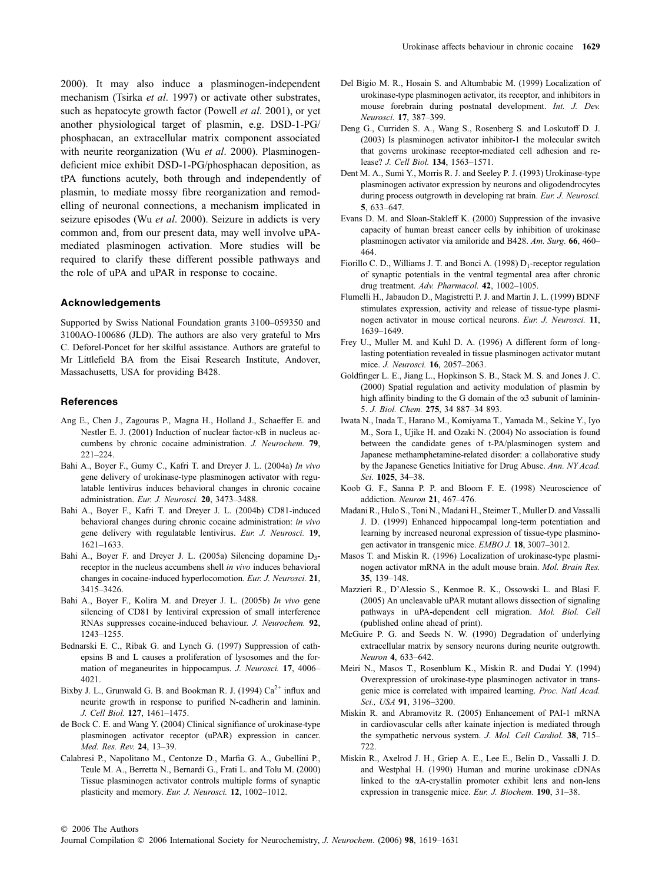2000). It may also induce a plasminogen-independent mechanism (Tsirka *et al*. 1997) or activate other substrates, such as hepatocyte growth factor (Powell *et al*. 2001), or yet another physiological target of plasmin, e.g. DSD-1-PG/phosphacan, an extracellular matrix component associated with neurite reorganization (Wu *et al*. 2000). Plasminogen-deficient mice exhibit DSD-1-PG/phosphacan deposition, as tPA functions acutely, both through and independently of plasmin, to mediate mossy fibre reorganization and remodelling of neuronal connections, a mechanism implicated in seizure episodes (Wu *et al*. 2000). Seizure in addicts is very common and, from our present data, may well involve uPA-mediated plasminogen activation. More studies will be required to clarify these different possible pathways and the role of uPA and uPAR in response to cocaine.

### Acknowledgements

Supported by Swiss National Foundation grants 3100–059350 and 3100AO-100686 (JLD). The authors are also very grateful to Mrs C. Deforel-Poncet for her skilful assistance. Authors are grateful to Mr Littlefield BA from the Eisai Research Institute, Andover, Massachusetts, USA for providing B428.

### References

Ang E., Chen J., Zagouras P., Magna H., Holland J., Schaeffer E. and Nestler E. J. (2001) Induction of nuclear factor-κB in nucleus accumbens by chronic cocaine administration. *J. Neurochem.* **79**, 221–224.

Bahi A., Boyer F., Gumy C., Kafri T. and Dreyer J. L. (2004a) *In vivo* gene delivery of urokinase-type plasminogen activator with regulatable lentivirus induces behavioral changes in chronic cocaine administration. *Eur. J. Neurosci.* **20**, 3473–3488.

Bahi A., Boyer F., Kafri T. and Dreyer J. L. (2004b) CD81-induced behavioral changes during chronic cocaine administration: *in vivo* gene delivery with regulatable lentivirus. *Eur. J. Neurosci.* **19**, 1621–1633.

Bahi A., Boyer F. and Dreyer J. L. (2005a) Silencing dopamine $D_3$-receptor in the nucleus accumbens shell *in vivo* induces behavioral changes in cocaine-induced hyperlocomotion. *Eur. J. Neurosci.* **21**, 3415–3426.

Bahi A., Boyer F., Kolira M. and Dreyer J. L. (2005b) *In vivo* gene silencing of CD81 by lentiviral expression of small interference RNAs suppresses cocaine-induced behaviour. *J. Neurochem.* **92**, 1243–1255.

Bednarski E. C., Ribak G. and Lynch G. (1997) Suppression of cathepsins B and L causes a proliferation of lysosomes and the formation of meganeurites in hippocampus. *J. Neurosci.* **17**, 4006–4021.

Bixby J. L., Grunwald G. B. and Bookman R. J. (1994) $Ca^{2+}$ influx and neurite growth in response to purified N-cadherin and laminin. *J. Cell Biol.* **127**, 1461–1475.

de Bock C. E. and Wang Y. (2004) Clinical signifiance of urokinase-type plasminogen activator receptor (uPAR) expression in cancer. *Med. Res. Rev.* **24**, 13–39.

Calabresi P., Napolitano M., Centonze D., Marfia G. A., Gubellini P., Teule M. A., Berretta N., Bernardi G., Frati L. and Tolu M. (2000) Tissue plasminogen activator controls multiple forms of synaptic plasticity and memory. *Eur. J. Neurosci.* **12**, 1002–1012.

Del Bigio M. R., Hosain S. and Altumbabic M. (1999) Localization of urokinase-type plasminogen activator, its receptor, and inhibitors in mouse forebrain during postnatal development. *Int. J. Dev. Neurosci.* **17**, 387–399.

Deng G., Curriden S. A., Wang S., Rosenberg S. and Loskutoff D. J. (2003) Is plasminogen activator inhibitor-1 the molecular switch that governs urokinase receptor-mediated cell adhesion and release? *J. Cell Biol.* **134**, 1563–1571.

Dent M. A., Sumi Y., Morris R. J. and Seeley P. J. (1993) Urokinase-type plasminogen activator expression by neurons and oligodendrocytes during process outgrowth in developing rat brain. *Eur. J. Neurosci.* **5**, 633–647.

Evans D. M. and Sloan-Stakleff K. (2000) Suppression of the invasive capacity of human breast cancer cells by inhibition of urokinase plasminogen activator via amiloride and B428. *Am. Surg.* **66**, 460–464.

Fiorillo C. D., Williams J. T. and Bonci A. (1998) $D_1$-receptor regulation of synaptic potentials in the ventral tegmental area after chronic drug treatment. *Adv. Pharmacol.* **42**, 1002–1005.

Flumelli H., Jabaudon D., Magistretti P. J. and Martin J. L. (1999) BDNF stimulates expression, activity and release of tissue-type plasminogen activator in mouse cortical neurons. *Eur. J. Neurosci.* **11**, 1639–1649.

Frey U., Muller M. and Kuhl D. A. (1996) A different form of long-lasting potentiation revealed in tissue plasminogen activator mutant mice. *J. Neurosci.* **16**, 2057–2063.

Goldfinger L. E., Jiang L., Hopkinson S. B., Stack M. S. and Jones J. C. (2000) Spatial regulation and activity modulation of plasmin by high affinity binding to the G domain of the α3 subunit of laminin-5. *J. Biol. Chem.* **275**, 34 887–34 893.

Iwata N., Inada T., Harano M., Komiyama T., Yamada M., Sekine Y., Iyo M., Sora I., Ujike H. and Ozaki N. (2004) No association is found between the candidate genes of t-PA/plasminogen system and Japanese methamphetamine-related disorder: a collaborative study by the Japanese Genetics Initiative for Drug Abuse. *Ann. NY Acad. Sci.* **1025**, 34–38.

Koob G. F., Sanna P. P. and Bloom F. E. (1998) Neuroscience of addiction. *Neuron* **21**, 467–476.

Madani R., Hulo S., Toni N., Madani H., Steimer T., Muller D. and Vassalli J. D. (1999) Enhanced hippocampal long-term potentiation and learning by increased neuronal expression of tissue-type plasminogen activator in transgenic mice. *EMBO J.* **18**, 3007–3012.

Masos T. and Miskin R. (1996) Localization of urokinase-type plasminogen activator mRNA in the adult mouse brain. *Mol. Brain Res.* **35**, 139–148.

Mazzieri R., D'Alessio S., Kenmoe R. K., Ossowski L. and Blasi F. (2005) An uncleavable uPAR mutant allows dissection of signaling pathways in uPA-dependent cell migration. *Mol. Biol. Cell* (published online ahead of print).

McGuire P. G. and Seeds N. W. (1990) Degradation of underlying extracellular matrix by sensory neurons during neurite outgrowth. *Neuron* **4**, 633–642.

Meiri N., Masos T., Rosenblum K., Miskin R. and Dudai Y. (1994) Overexpression of urokinase-type plasminogen activator in transgenic mice is correlated with impaired learning. *Proc. Natl Acad. Sci., USA* **91**, 3196–3200.

Miskin R. and Abramovitz R. (2005) Enhancement of PAI-1 mRNA in cardiovascular cells after kainate injection is mediated through the sympathetic nervous system. *J. Mol. Cell Cardiol.* **38**, 715–722.

Miskin R., Axelrod J. H., Griep A. E., Lee E., Belin D., Vassalli J. D. and Westphal H. (1990) Human and murine urokinase cDNAs linked to the αA-crystallin promoter exhibit lens and non-lens expression in transgenic mice. *Eur. J. Biochem.* **190**, 31–38.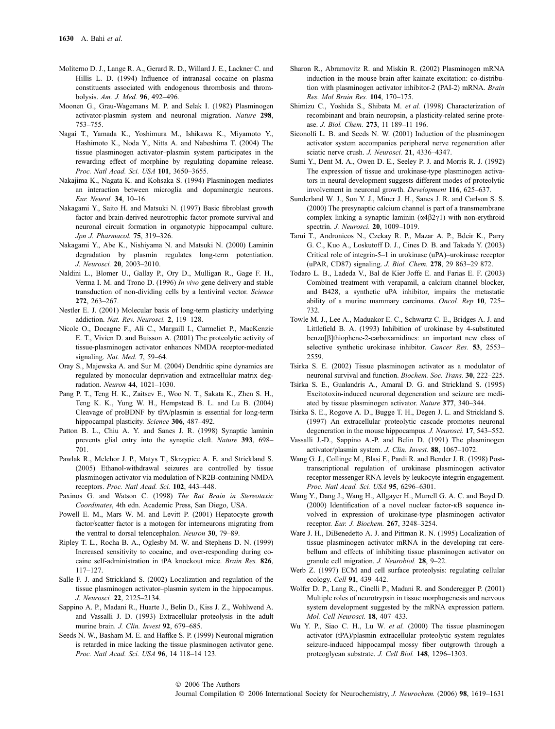Moliterno D. J., Lange R. A., Gerard R. D., Willard J. E., Lackner C. and Hillis L. D. (1994) Influence of intranasal cocaine on plasma constituents associated with endogenous thrombosis and thrombolysis. *Am. J. Med.* **96**, 492–496.

Moonen G., Grau-Wagemans M. P. and Selak I. (1982) Plasminogen activator-plasmin system and neuronal migration. *Nature* **298**, 753–755.

Nagai T., Yamada K., Yoshimura M., Ishikawa K., Miyamoto Y., Hashimoto K., Noda Y., Nitta A. and Nabeshima T. (2004) The tissue plasminogen activator–plasmin system participates in the rewarding effect of morphine by regulating dopamine release. *Proc. Natl Acad. Sci. USA* **101**, 3650–3655.

Nakajima K., Nagata K. and Kohsaka S. (1994) Plasminogen mediates an interaction between microglia and dopaminergic neurons. *Eur. Neurol.* **34**, 10–16.

Nakagami Y., Saito H. and Matsuki N. (1997) Basic fibroblast growth factor and brain-derived neurotrophic factor promote survival and neuronal circuit formation in organotypic hippocampal culture. *Jpn J. Pharmacol.* **75**, 319–326.

Nakagami Y., Abe K., Nishiyama N. and Matsuki N. (2000) Laminin degradation by plasmin regulates long-term potentiation. *J. Neurosci.* **20**, 2003–2010.

Naldini L., Blomer U., Gallay P., Ory D., Mulligan R., Gage F. H., Verma I. M. and Trono D. (1996) *In vivo* gene delivery and stable transduction of non-dividing cells by a lentiviral vector. *Science* **272**, 263–267.

Nestler E. J. (2001) Molecular basis of long-term plasticity underlying addiction. *Nat. Rev. Neurosci.* **2**, 119–128.

Nicole O., Docagne F., Ali C., Margaill I., Carmeliet P., MacKenzie E. T., Vivien D. and Buisson A. (2001) The proteolytic activity of tissue-plasminogen activator enhances NMDA receptor-mediated signaling. *Nat. Med.* **7**, 59–64.

Oray S., Majewska A. and Sur M. (2004) Dendritic spine dynamics are regulated by monocular deprivation and extracellular matrix degradation. *Neuron* **44**, 1021–1030.

Pang P. T., Teng H. K., Zaitsev E., Woo N. T., Sakata K., Zhen S. H., Teng K. K., Yung W. H., Hempstead B. L. and Lu B. (2004) Cleavage of proBDNF by tPA/plasmin is essential for long-term hippocampal plasticity. *Science* **306**, 487–492.

Patton B. L., Chiu A. Y. and Sanes J. R. (1998) Synaptic laminin prevents glial entry into the synaptic cleft. *Nature* **393**, 698–701.

Pawlak R., Melchor J. P., Matys T., Skrzypiec A. E. and Strickland S. (2005) Ethanol-withdrawal seizures are controlled by tissue plasminogen activator via modulation of NR2B-containing NMDA receptors. *Proc. Natl Acad. Sci.* **102**, 443–448.

Paxinos G. and Watson C. (1998) *The Rat Brain in Stereotaxic Coordinates*, 4th edn. Academic Press, San Diego, USA.

Powell E. M., Mars W. M. and Levitt P. (2001) Hepatocyte growth factor/scatter factor is a motogen for interneurons migrating from the ventral to dorsal telencephalon. *Neuron* **30**, 79–89.

Ripley T. L., Rocha B. A., Oglesby M. W. and Stephens D. N. (1999) Increased sensitivity to cocaine, and over-responding during cocaine self-administration in tPA knockout mice. *Brain Res.* **826**, 117–127.

Salle F. J. and Strickland S. (2002) Localization and regulation of the tissue plasminogen activator–plasmin system in the hippocampus. *J. Neurosci.* **22**, 2125–2134.

Sappino A. P., Madani R., Huarte J., Belin D., Kiss J. Z., Wohlwend A. and Vassalli J. D. (1993) Extracellular proteolysis in the adult murine brain. *J. Clin. Invest* **92**, 679–685.

Seeds N. W., Basham M. E. and Haffke S. P. (1999) Neuronal migration is retarded in mice lacking the tissue plasminogen activator gene. *Proc. Natl Acad. Sci. USA* **96**, 14 118–14 123.

Sharon R., Abramovitz R. and Miskin R. (2002) Plasminogen mRNA induction in the mouse brain after kainate excitation: co-distribution with plasminogen activator inhibitor-2 (PAI-2) mRNA. *Brain Res. Mol Brain Res.* **104**, 170–175.

Shimizu C., Yoshida S., Shibata M. *et al.* (1998) Characterization of recombinant and brain neuropsin, a plasticity-related serine protease. *J. Biol. Chem.* **273**, 11 189–11 196.

Siconolfi L. B. and Seeds N. W. (2001) Induction of the plasminogen activator system accompanies peripheral nerve regeneration after sciatic nerve crush. *J. Neurosci.* **21**, 4336–4347.

Sumi Y., Dent M. A., Owen D. E., Seeley P. J. and Morris R. J. (1992) The expression of tissue and urokinase-type plasminogen activators in neural development suggests different modes of proteolytic involvement in neuronal growth. *Development* **116**, 625–637.

Sunderland W. J., Son Y. J., Miner J. H., Sanes J. R. and Carlson S. S. (2000) The presynaptic calcium channel is part of a transmembrane complex linking a synaptic laminin ($\alpha4\beta2\gamma1$) with non-erythroid spectrin. *J. Neurosci.* **20**, 1009–1019.

Tarui T., Andronicos N., Czekay R. P., Mazar A. P., Bdeir K., Parry G. C., Kuo A., Loskutoff D. J., Cines D. B. and Takada Y. (2003) Critical role of integrin-5–1 in urokinase (uPA)–urokinase receptor (uPAR, CD87) signaling. *J. Biol. Chem.* **278**, 29 863–29 872.

Todaro L. B., Ladeda V., Bal de Kier Joffe E. and Farias E. F. (2003) Combined treatment with verapamil, a calcium channel blocker, and B428, a synthetic uPA inhibitor, impairs the metastatic ability of a murine mammary carcinoma. *Oncol. Rep* **10**, 725–732.

Towle M. J., Lee A., Maduakor E. C., Schwartz C. E., Bridges A. J. and Littlefield B. A. (1993) Inhibition of urokinase by 4-substituted benzo[β]thiophene-2-carboxamidines: an important new class of selective synthetic urokinase inhibitor. *Cancer Res.* **53**, 2553–2559.

Tsirka S. E. (2002) Tissue plasminogen activator as a modulator of neuronal survival and function. *Biochem. Soc. Trans.* **30**, 222–225.

Tsirka S. E., Gualandris A., Amaral D. G. and Strickland S. (1995) Excitotoxin-induced neuronal degeneration and seizure are mediated by tissue plasminogen activator. *Nature* **377**, 340–344.

Tsirka S. E., Rogove A. D., Bugge T. H., Degen J. L. and Strickland S. (1997) An extracellular proteolytic cascade promotes neuronal degeneration in the mouse hippocampus. *J. Neurosci.* **17**, 543–552.

Vassalli J.-D., Sappino A.-P. and Belin D. (1991) The plasminogen activator/plasmin system. *J. Clin. Invest.* **88**, 1067–1072.

Wang G. J., Collinge M., Blasi F., Pardi R. and Bender J. R. (1998) Post-transcriptional regulation of urokinase plasminogen activator receptor messenger RNA levels by leukocyte integrin engagement. *Proc. Natl Acad. Sci. USA* **95**, 6296–6301.

Wang Y., Dang J., Wang H., Allgayer H., Murrell G. A. C. and Boyd D. (2000) Identification of a novel nuclear factor-κB sequence involved in expression of urokinase-type plasminogen activator receptor. *Eur. J. Biochem.* **267**, 3248–3254.

Ware J. H., DiBenedetto A. J. and Pittman R. N. (1995) Localization of tissue plasminogen activator mRNA in the developing rat cerebellum and effects of inhibiting tissue plasminogen activator on granule cell migration. *J. Neurobiol.* **28**, 9–22.

Werb Z. (1997) ECM and cell surface proteolysis: regulating cellular ecology. *Cell* **91**, 439–442.

Wolfer D. P., Lang R., Cinelli P., Madani R. and Sonderegger P. (2001) Multiple roles of neurotrypsin in tissue morphogenesis and nervous system development suggested by the mRNA expression pattern. *Mol. Cell Neurosci.* **18**, 407–433.

Wu Y. P., Siao C. H., Lu W. *et al.* (2000) The tissue plasminogen activator (tPA)/plasmin extracellular proteolytic system regulates seizure-induced hippocampal mossy fiber outgrowth through a proteoglycan substrate. *J. Cell Biol.* **148**, 1296–1303.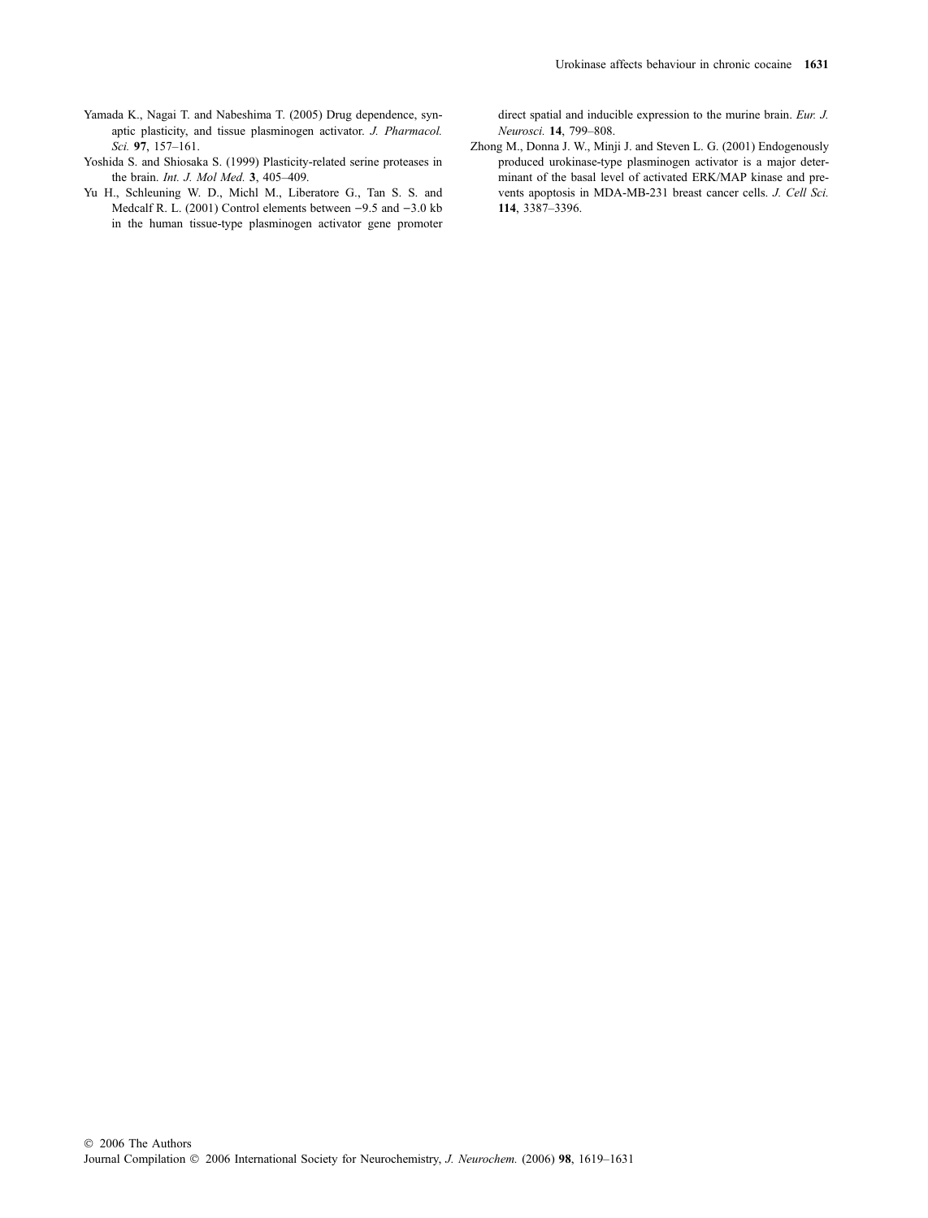Yamada K., Nagai T. and Nabeshima T. (2005) Drug dependence, synaptic plasticity, and tissue plasminogen activator. *J. Pharmacol. Sci.* **97**, 157–161.

Yoshida S. and Shiosaka S. (1999) Plasticity-related serine proteases in the brain. *Int. J. Mol Med.* **3**, 405–409.

Yu H., Schleuning W. D., Michl M., Liberatore G., Tan S. S. and Medcalf R. L. (2001) Control elements between −9.5 and −3.0 kb in the human tissue-type plasminogen activator gene promoter direct spatial and inducible expression to the murine brain. *Eur. J. Neurosci.* **14**, 799–808.

Zhong M., Donna J. W., Minji J. and Steven L. G. (2001) Endogenously produced urokinase-type plasminogen activator is a major determinant of the basal level of activated ERK/MAP kinase and prevents apoptosis in MDA-MB-231 breast cancer cells. *J. Cell Sci.* **114**, 3387–3396.